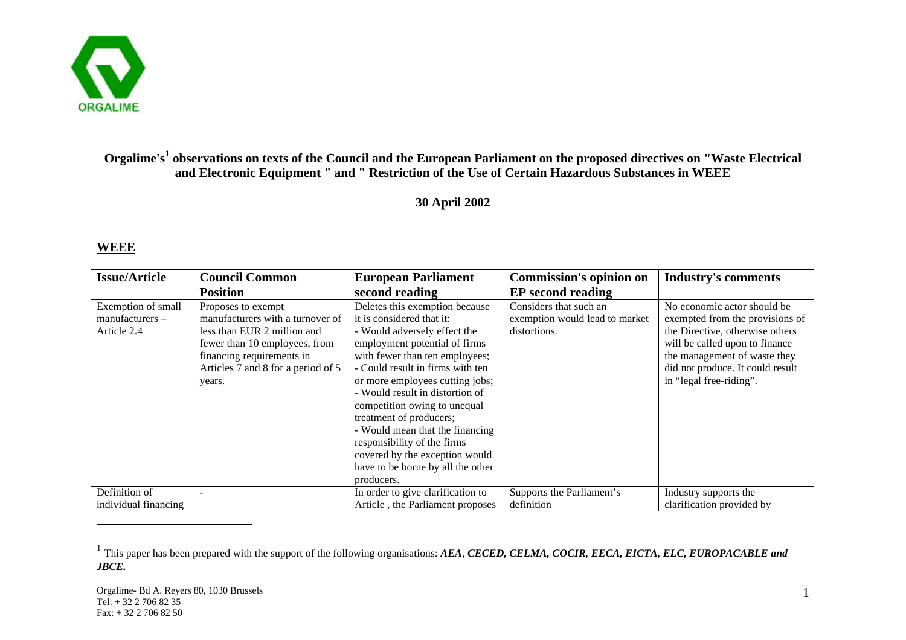ORGALIME

**Orgalime's[1] observations on texts of the Council and the European Parliament on the proposed directives on "Waste Electrical and Electronic Equipment " and " Restriction of the Use of Certain Hazardous Substances in WEEE**

**30 April 2002**

## WEEE

| Issue/Article | Council Common Position | European Parliament second reading | Commission's opinion on EP second reading | Industry's comments |
|---|---|---|---|---|
| Exemption of small manufacturers – Article 2.4 | Proposes to exempt manufacturers with a turnover of less than EUR 2 million and fewer than 10 employees, from financing requirements in Articles 7 and 8 for a period of 5 years. | Deletes this exemption because it is considered that it:<br>- Would adversely effect the employment potential of firms with fewer than ten employees;<br>- Could result in firms with ten or more employees cutting jobs;<br>- Would result in distortion of competition owing to unequal treatment of producers;<br>- Would mean that the financing responsibility of the firms covered by the exception would have to be borne by all the other producers. | Considers that such an exemption would lead to market distortions. | No economic actor should be exempted from the provisions of the Directive, otherwise others will be called upon to finance the management of waste they did not produce. It could result in "legal free-riding". |
| Definition of individual financing | - | In order to give clarification to Article , the Parliament proposes | Supports the Parliament's definition | Industry supports the clarification provided by |

[1] This paper has been prepared with the support of the following organisations: ***AEA**, **CECED, CELMA, COCIR, EECA, EICTA, ELC, EUROPACABLE and JBCE.***

Orgalime- Bd A. Reyers 80, 1030 Brussels
Tel: + 32 2 706 82 35
Fax: + 32 2 706 82 50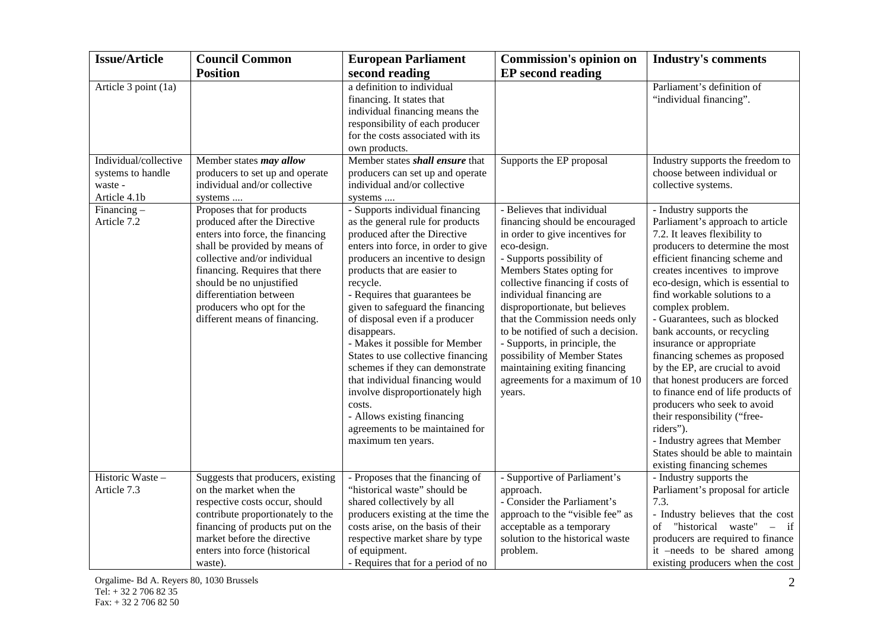| Issue/Article | Council Common Position | European Parliament second reading | Commission's opinion on EP second reading | Industry's comments |
|---|---|---|---|---|
| Article 3 point (1a) | | a definition to individual financing. It states that individual financing means the responsibility of each producer for the costs associated with its own products. | | Parliament's definition of "individual financing". |
| Individual/collective systems to handle waste - Article 4.1b | Member states ***may allow*** producers to set up and operate individual and/or collective systems .... | Member states ***shall ensure*** that producers can set up and operate individual and/or collective systems .... | Supports the EP proposal | Industry supports the freedom to choose between individual or collective systems. |
| Financing – Article 7.2 | Proposes that for products produced after the Directive enters into force, the financing shall be provided by means of collective and/or individual financing. Requires that there should be no unjustified differentiation between producers who opt for the different means of financing. | - Supports individual financing as the general rule for products produced after the Directive enters into force, in order to give producers an incentive to design products that are easier to recycle.<br>- Requires that guarantees be given to safeguard the financing of disposal even if a producer disappears.<br>- Makes it possible for Member States to use collective financing schemes if they can demonstrate that individual financing would involve disproportionately high costs.<br>- Allows existing financing agreements to be maintained for maximum ten years. | - Believes that individual financing should be encouraged in order to give incentives for eco-design.<br>- Supports possibility of Members States opting for collective financing if costs of individual financing are disproportionate, but believes that the Commission needs only to be notified of such a decision.<br>- Supports, in principle, the possibility of Member States maintaining exiting financing agreements for a maximum of 10 years. | - Industry supports the Parliament's approach to article 7.2. It leaves flexibility to producers to determine the most efficient financing scheme and creates incentives to improve eco-design, which is essential to find workable solutions to a complex problem.<br>- Guarantees, such as blocked bank accounts, or recycling insurance or appropriate financing schemes as proposed by the EP, are crucial to avoid that honest producers are forced to finance end of life products of producers who seek to avoid their responsibility ("free-riders").<br>- Industry agrees that Member States should be able to maintain existing financing schemes |
| Historic Waste – Article 7.3 | Suggests that producers, existing on the market when the respective costs occur, should contribute proportionately to the financing of products put on the market before the directive enters into force (historical waste). | - Proposes that the financing of "historical waste" should be shared collectively by all producers existing at the time the costs arise, on the basis of their respective market share by type of equipment.<br>- Requires that for a period of no | - Supportive of Parliament's approach.<br>- Consider the Parliament's approach to the "visible fee" as acceptable as a temporary solution to the historical waste problem. | - Industry supports the Parliament's proposal for article 7.3.<br>- Industry believes that the cost of "historical waste" – if producers are required to finance it –needs to be shared among existing producers when the cost |

Orgalime- Bd A. Reyers 80, 1030 Brussels
Tel: + 32 2 706 82 35
Fax: + 32 2 706 82 50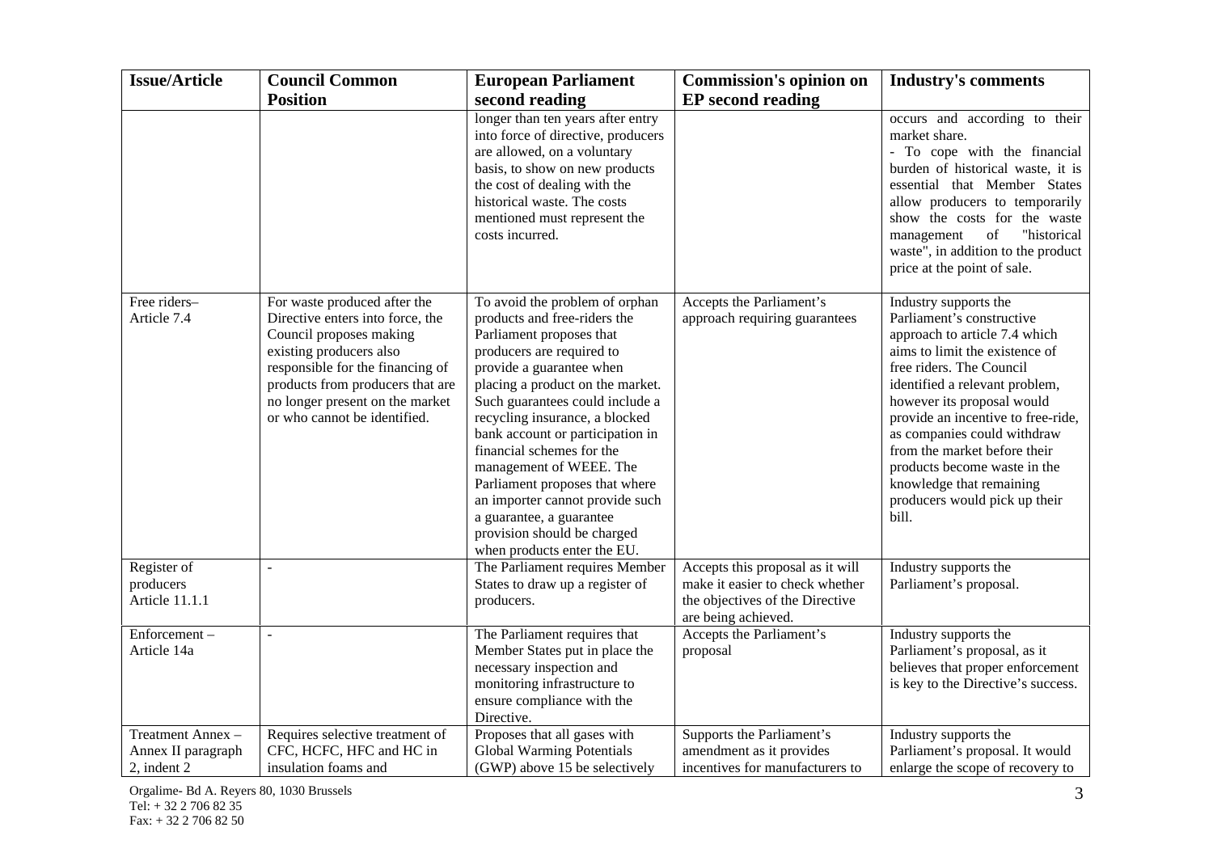| Issue/Article | Council Common Position | European Parliament second reading | Commission's opinion on EP second reading | Industry's comments |
|---|---|---|---|---|
| | | longer than ten years after entry into force of directive, producers are allowed, on a voluntary basis, to show on new products the cost of dealing with the historical waste. The costs mentioned must represent the costs incurred. | | occurs and according to their market share.<br>- To cope with the financial burden of historical waste, it is essential that Member States allow producers to temporarily show the costs for the waste management of "historical waste", in addition to the product price at the point of sale. |
| Free riders– Article 7.4 | For waste produced after the Directive enters into force, the Council proposes making existing producers also responsible for the financing of products from producers that are no longer present on the market or who cannot be identified. | To avoid the problem of orphan products and free-riders the Parliament proposes that producers are required to provide a guarantee when placing a product on the market. Such guarantees could include a recycling insurance, a blocked bank account or participation in financial schemes for the management of WEEE. The Parliament proposes that where an importer cannot provide such a guarantee, a guarantee provision should be charged when products enter the EU. | Accepts the Parliament's approach requiring guarantees | Industry supports the Parliament's constructive approach to article 7.4 which aims to limit the existence of free riders. The Council identified a relevant problem, however its proposal would provide an incentive to free-ride, as companies could withdraw from the market before their products become waste in the knowledge that remaining producers would pick up their bill. |
| Register of producers Article 11.1.1 | - | The Parliament requires Member States to draw up a register of producers. | Accepts this proposal as it will make it easier to check whether the objectives of the Directive are being achieved. | Industry supports the Parliament's proposal. |
| Enforcement – Article 14a | - | The Parliament requires that Member States put in place the necessary inspection and monitoring infrastructure to ensure compliance with the Directive. | Accepts the Parliament's proposal | Industry supports the Parliament's proposal, as it believes that proper enforcement is key to the Directive's success. |
| Treatment Annex – Annex II paragraph 2, indent 2 | Requires selective treatment of CFC, HCFC, HFC and HC in insulation foams and | Proposes that all gases with Global Warming Potentials (GWP) above 15 be selectively | Supports the Parliament's amendment as it provides incentives for manufacturers to | Industry supports the Parliament's proposal. It would enlarge the scope of recovery to |

Orgalime- Bd A. Reyers 80, 1030 Brussels
Tel: + 32 2 706 82 35
Fax: + 32 2 706 82 50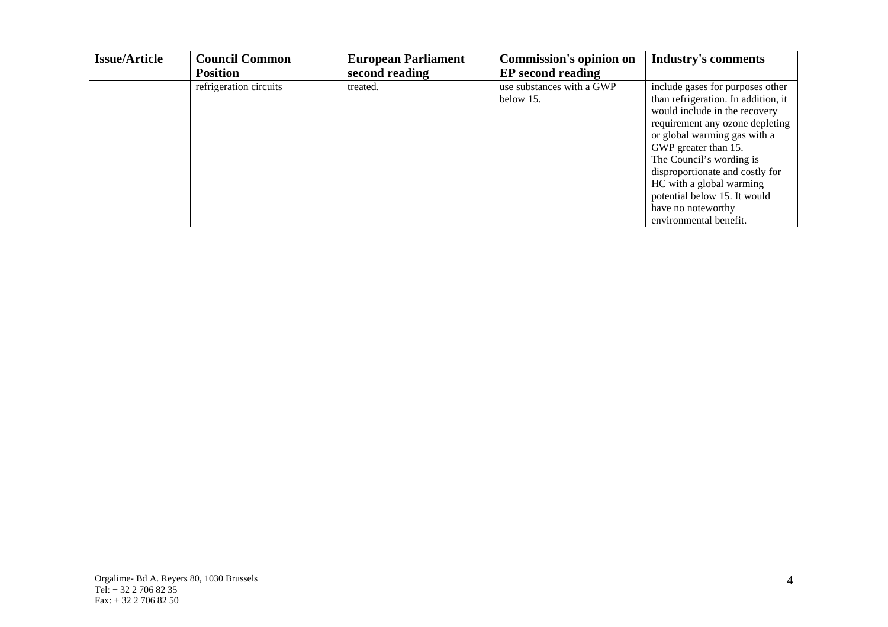| Issue/Article | Council Common Position | European Parliament second reading | Commission's opinion on EP second reading | Industry's comments |
|---|---|---|---|---|
| | refrigeration circuits | treated. | use substances with a GWP below 15. | include gases for purposes other than refrigeration. In addition, it would include in the recovery requirement any ozone depleting or global warming gas with a GWP greater than 15.<br>The Council's wording is disproportionate and costly for HC with a global warming potential below 15. It would have no noteworthy environmental benefit. |

Orgalime- Bd A. Reyers 80, 1030 Brussels
Tel: + 32 2 706 82 35
Fax: + 32 2 706 82 50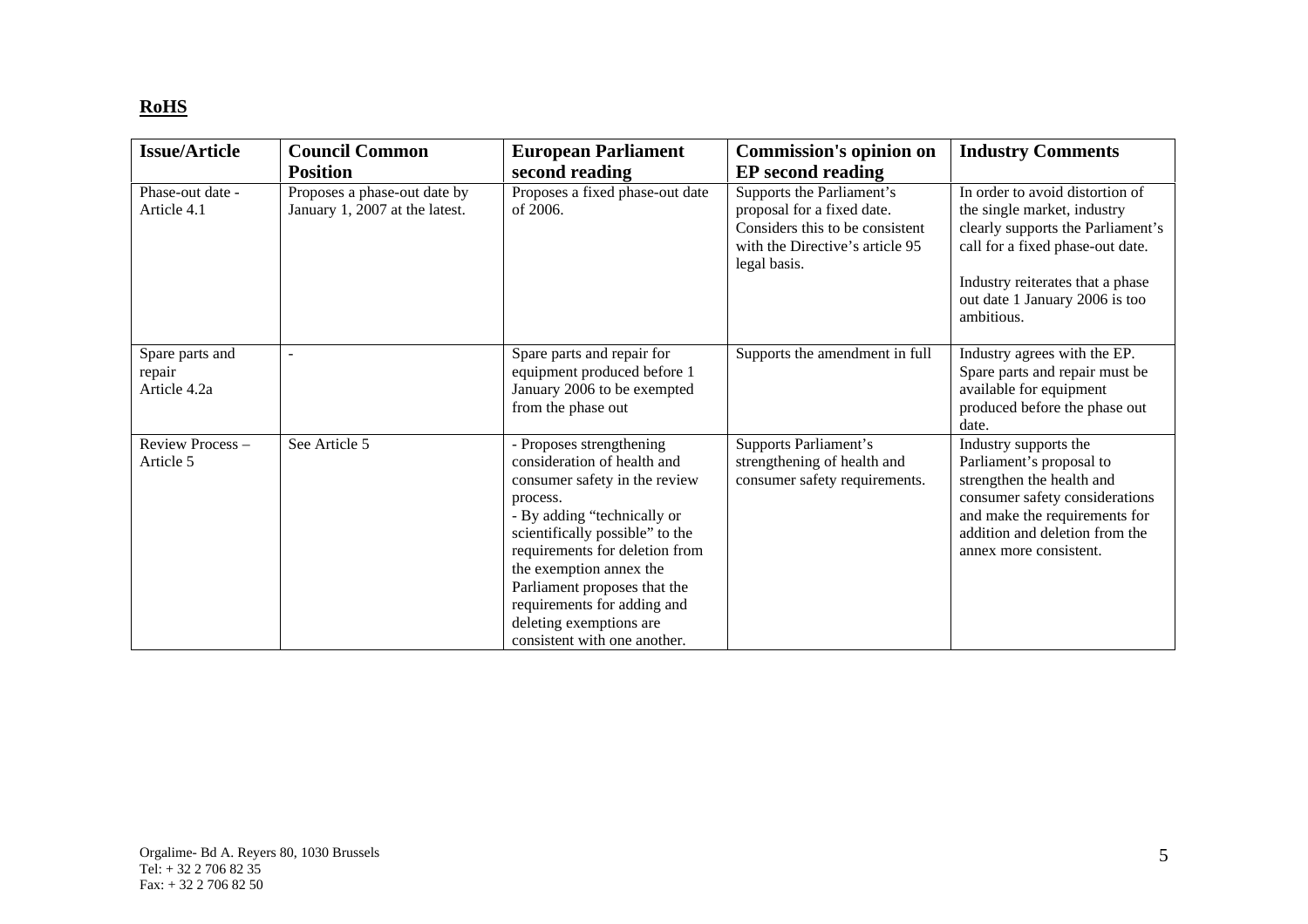**RoHS**

| Issue/Article | Council Common Position | European Parliament second reading | Commission's opinion on EP second reading | Industry Comments |
|---|---|---|---|---|
| Phase-out date - Article 4.1 | Proposes a phase-out date by January 1, 2007 at the latest. | Proposes a fixed phase-out date of 2006. | Supports the Parliament's proposal for a fixed date. Considers this to be consistent with the Directive's article 95 legal basis. | In order to avoid distortion of the single market, industry clearly supports the Parliament's call for a fixed phase-out date.<br><br>Industry reiterates that a phase out date 1 January 2006 is too ambitious. |
| Spare parts and repair Article 4.2a | - | Spare parts and repair for equipment produced before 1 January 2006 to be exempted from the phase out | Supports the amendment in full | Industry agrees with the EP. Spare parts and repair must be available for equipment produced before the phase out date. |
| Review Process – Article 5 | See Article 5 | - Proposes strengthening consideration of health and consumer safety in the review process.<br>- By adding "technically or scientifically possible" to the requirements for deletion from the exemption annex the Parliament proposes that the requirements for adding and deleting exemptions are consistent with one another. | Supports Parliament's strengthening of health and consumer safety requirements. | Industry supports the Parliament's proposal to strengthen the health and consumer safety considerations and make the requirements for addition and deletion from the annex more consistent. |

Orgalime- Bd A. Reyers 80, 1030 Brussels
Tel: + 32 2 706 82 35
Fax: + 32 2 706 82 50